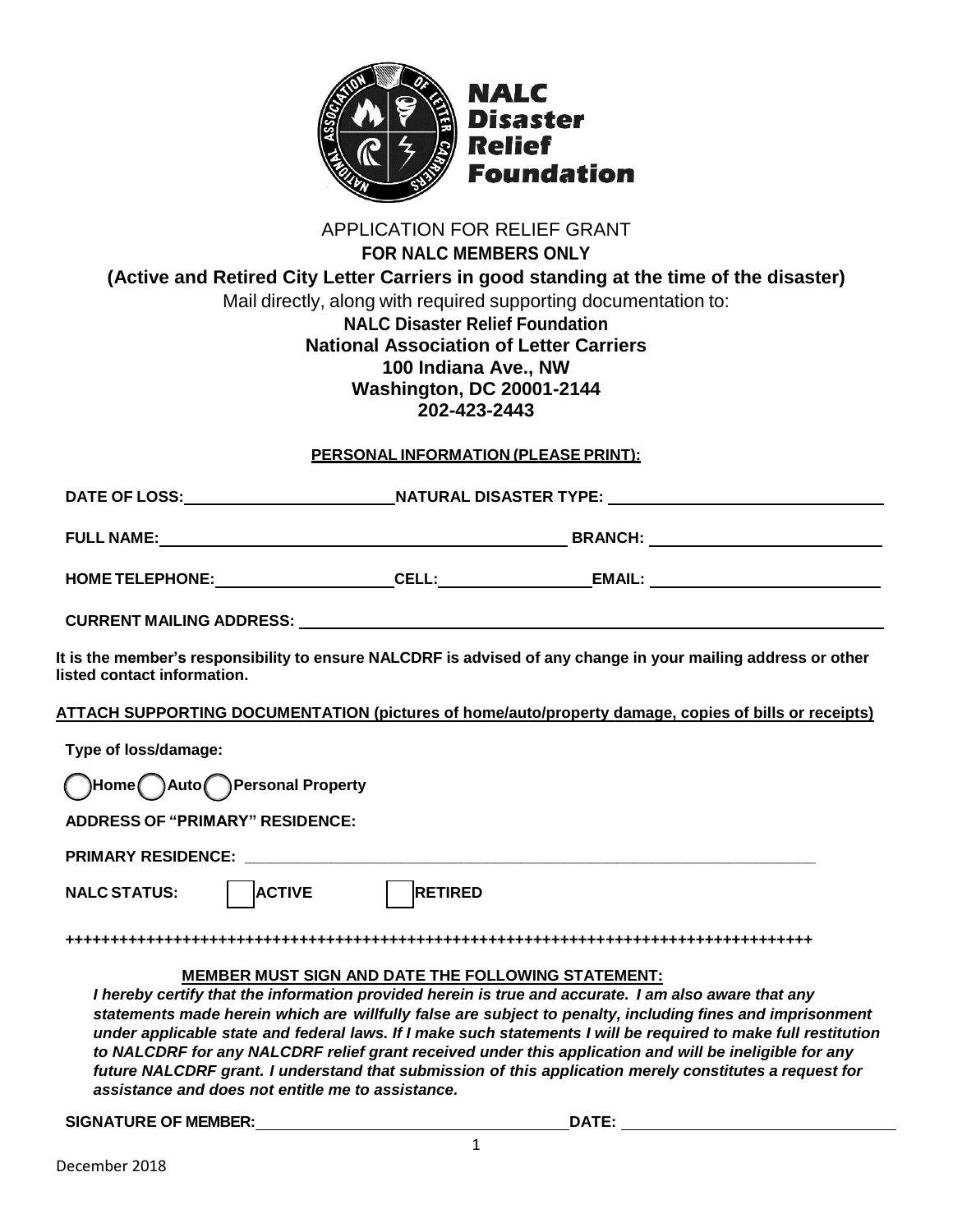**NALC Disaster Relief Foundation**

# APPLICATION FOR RELIEF GRANT

**FOR NALC MEMBERS ONLY**

**(Active and Retired City Letter Carriers in good standing at the time of the disaster)**

Mail directly, along with required supporting documentation to:

**NALC Disaster Relief Foundation**
**National Association of Letter Carriers**
**100 Indiana Ave., NW**
**Washington, DC 20001-2144**
**202-423-2443**

## PERSONAL INFORMATION (PLEASE PRINT):

**DATE OF LOSS:** ______________________ **NATURAL DISASTER TYPE:** ______________________________

**FULL NAME:** ______________________________________________ **BRANCH:** __________________________

**HOME TELEPHONE:** ___________________ **CELL:** ________________ **EMAIL:** _________________________

**CURRENT MAILING ADDRESS:** _____________________________________________________________________

**It is the member's responsibility to ensure NALCDRF is advised of any change in your mailing address or other listed contact information.**

**ATTACH SUPPORTING DOCUMENTATION (pictures of home/auto/property damage, copies of bills or receipts)**

**Type of loss/damage:**

◯ **Home** ◯ **Auto** ◯ **Personal Property**

**ADDRESS OF "PRIMARY" RESIDENCE:**

**PRIMARY RESIDENCE:** ______________________________________________________________

**NALC STATUS:** ☐ **ACTIVE** ☐ **RETIRED**

++++++++++++++++++++++++++++++++++++++++++++++++++++++++++++++++++++++++++++++++++++++++++

**MEMBER MUST SIGN AND DATE THE FOLLOWING STATEMENT:**

***I hereby certify that the information provided herein is true and accurate. I am also aware that any statements made herein which are willfully false are subject to penalty, including fines and imprisonment under applicable state and federal laws. If I make such statements I will be required to make full restitution to NALCDRF for any NALCDRF relief grant received under this application and will be ineligible for any future NALCDRF grant. I understand that submission of this application merely constitutes a request for assistance and does not entitle me to assistance.***

**SIGNATURE OF MEMBER:** ___________________________________ **DATE:** ______________________________

December 2018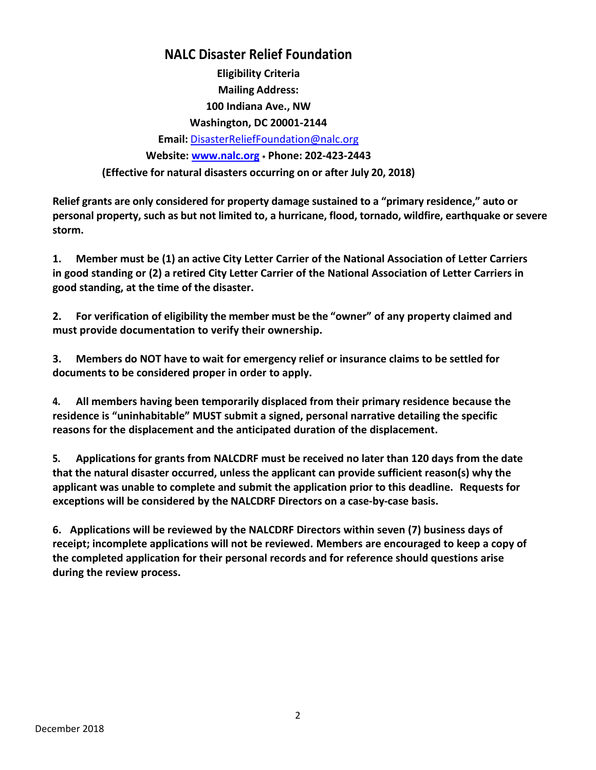# NALC Disaster Relief Foundation

**Eligibility Criteria**

**Mailing Address:**

**100 Indiana Ave., NW**

**Washington, DC 20001-2144**

**Email:** [DisasterReliefFoundation@nalc.org](mailto:DisasterReliefFoundation@nalc.org)

**Website: [www.nalc.org](http://www.nalc.org) * Phone: 202-423-2443**

**(Effective for natural disasters occurring on or after July 20, 2018)**

**Relief grants are only considered for property damage sustained to a "primary residence," auto or personal property, such as but not limited to, a hurricane, flood, tornado, wildfire, earthquake or severe storm.**

**1. Member must be (1) an active City Letter Carrier of the National Association of Letter Carriers in good standing or (2) a retired City Letter Carrier of the National Association of Letter Carriers in good standing, at the time of the disaster.**

**2. For verification of eligibility the member must be the "owner" of any property claimed and must provide documentation to verify their ownership.**

**3. Members do NOT have to wait for emergency relief or insurance claims to be settled for documents to be considered proper in order to apply.**

**4. All members having been temporarily displaced from their primary residence because the residence is "uninhabitable" MUST submit a signed, personal narrative detailing the specific reasons for the displacement and the anticipated duration of the displacement.**

**5. Applications for grants from NALCDRF must be received no later than 120 days from the date that the natural disaster occurred, unless the applicant can provide sufficient reason(s) why the applicant was unable to complete and submit the application prior to this deadline. Requests for exceptions will be considered by the NALCDRF Directors on a case-by-case basis.**

**6. Applications will be reviewed by the NALCDRF Directors within seven (7) business days of receipt; incomplete applications will not be reviewed. Members are encouraged to keep a copy of the completed application for their personal records and for reference should questions arise during the review process.**

December 2018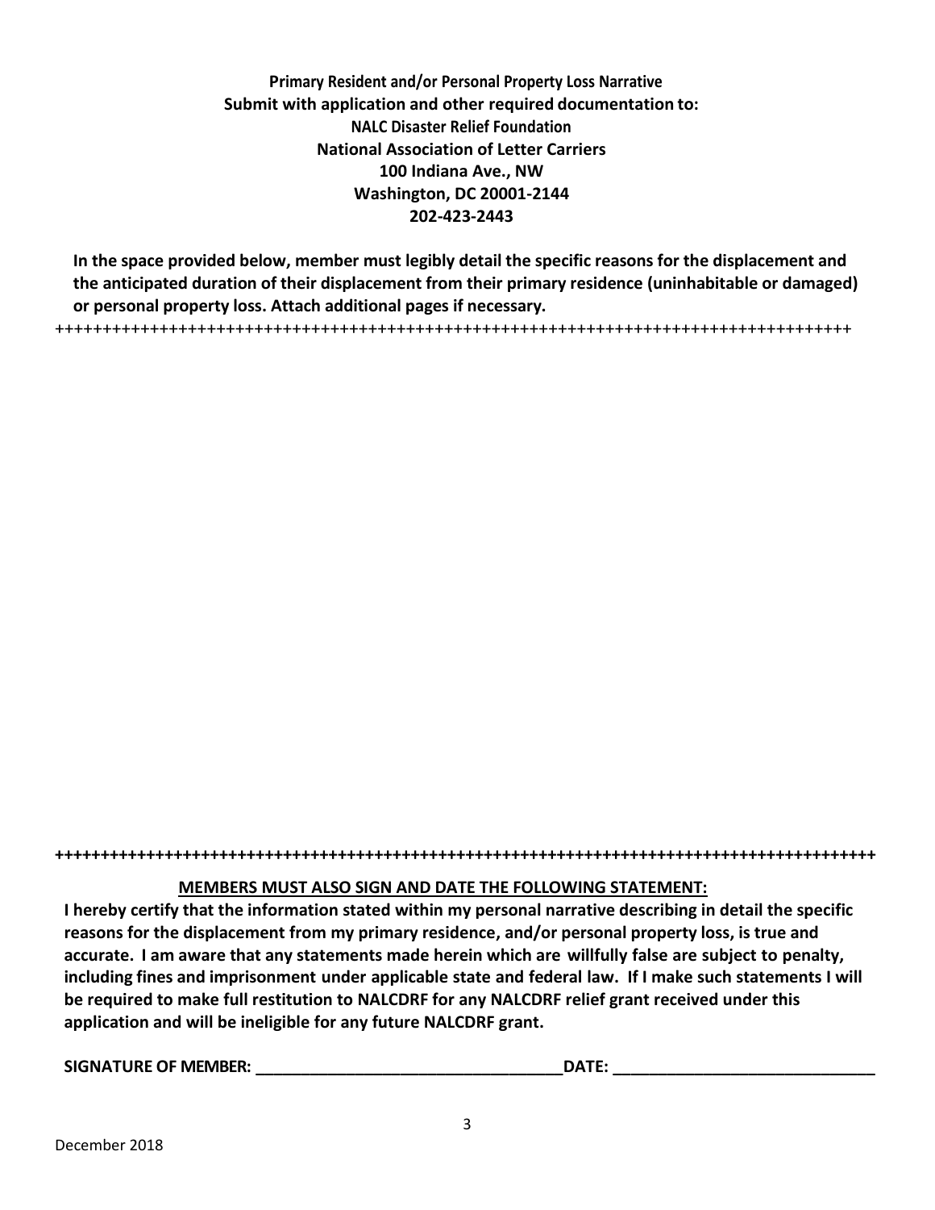**Primary Resident and/or Personal Property Loss Narrative**
**Submit with application and other required documentation to:**
**NALC Disaster Relief Foundation**
**National Association of Letter Carriers**
**100 Indiana Ave., NW**
**Washington, DC 20001-2144**
**202-423-2443**

**In the space provided below, member must legibly detail the specific reasons for the displacement and the anticipated duration of their displacement from their primary residence (uninhabitable or damaged) or personal property loss. Attach additional pages if necessary.**

++++++++++++++++++++++++++++++++++++++++++++++++++++++++++++++++++++++++++++++++++++++++

++++++++++++++++++++++++++++++++++++++++++++++++++++++++++++++++++++++++++++++++++++++++

**MEMBERS MUST ALSO SIGN AND DATE THE FOLLOWING STATEMENT:**

**I hereby certify that the information stated within my personal narrative describing in detail the specific reasons for the displacement from my primary residence, and/or personal property loss, is true and accurate. I am aware that any statements made herein which are willfully false are subject to penalty, including fines and imprisonment under applicable state and federal law. If I make such statements I will be required to make full restitution to NALCDRF for any NALCDRF relief grant received under this application and will be ineligible for any future NALCDRF grant.**

**SIGNATURE OF MEMBER:** ___________________________________ **DATE:** _____________________________

December 2018